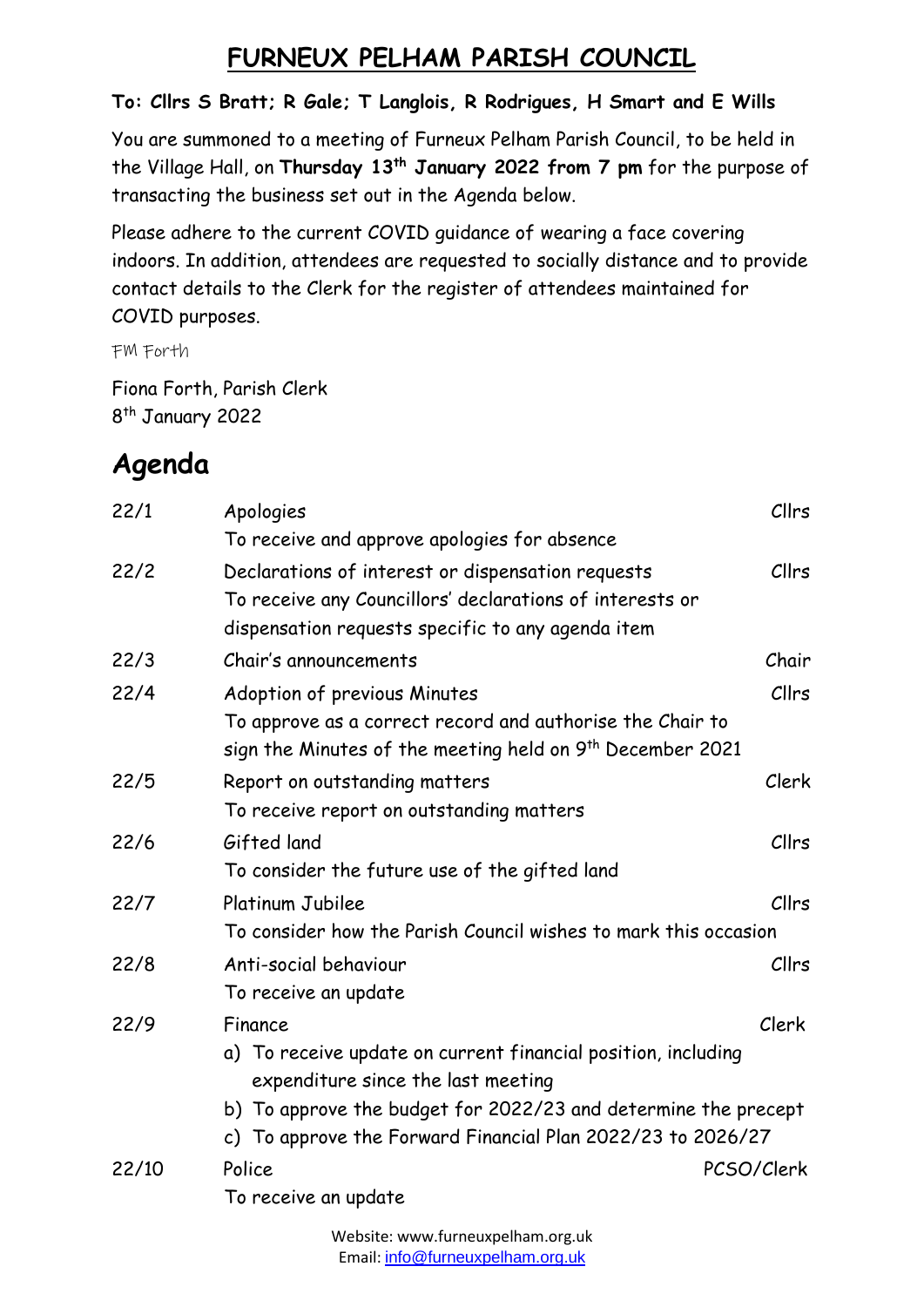# FURNEUX PELHAM PARISH COUNCIL

**To: Cllrs S Bratt; R Gale; T Langlois, R Rodrigues, H Smart and E Wills**

You are summoned to a meeting of Furneux Pelham Parish Council, to be held in the Village Hall, on **Thursday 13th January 2022 from 7 pm** for the purpose of transacting the business set out in the Agenda below.

Please adhere to the current COVID guidance of wearing a face covering indoors. In addition, attendees are requested to socially distance and to provide contact details to the Clerk for the register of attendees maintained for COVID purposes.

FM Forth

Fiona Forth, Parish Clerk
8th January 2022

## Agenda

| | | |
|---|---|---|
| 22/1 | Apologies<br>To receive and approve apologies for absence | Cllrs |
| 22/2 | Declarations of interest or dispensation requests<br>To receive any Councillors' declarations of interests or dispensation requests specific to any agenda item | Cllrs |
| 22/3 | Chair's announcements | Chair |
| 22/4 | Adoption of previous Minutes<br>To approve as a correct record and authorise the Chair to sign the Minutes of the meeting held on 9th December 2021 | Cllrs |
| 22/5 | Report on outstanding matters<br>To receive report on outstanding matters | Clerk |
| 22/6 | Gifted land<br>To consider the future use of the gifted land | Cllrs |
| 22/7 | Platinum Jubilee<br>To consider how the Parish Council wishes to mark this occasion | Cllrs |
| 22/8 | Anti-social behaviour<br>To receive an update | Cllrs |
| 22/9 | Finance<br>a) To receive update on current financial position, including expenditure since the last meeting<br>b) To approve the budget for 2022/23 and determine the precept<br>c) To approve the Forward Financial Plan 2022/23 to 2026/27 | Clerk |
| 22/10 | Police<br>To receive an update | PCSO/Clerk |

Website: www.furneuxpelham.org.uk
Email: info@furneuxpelham.org.uk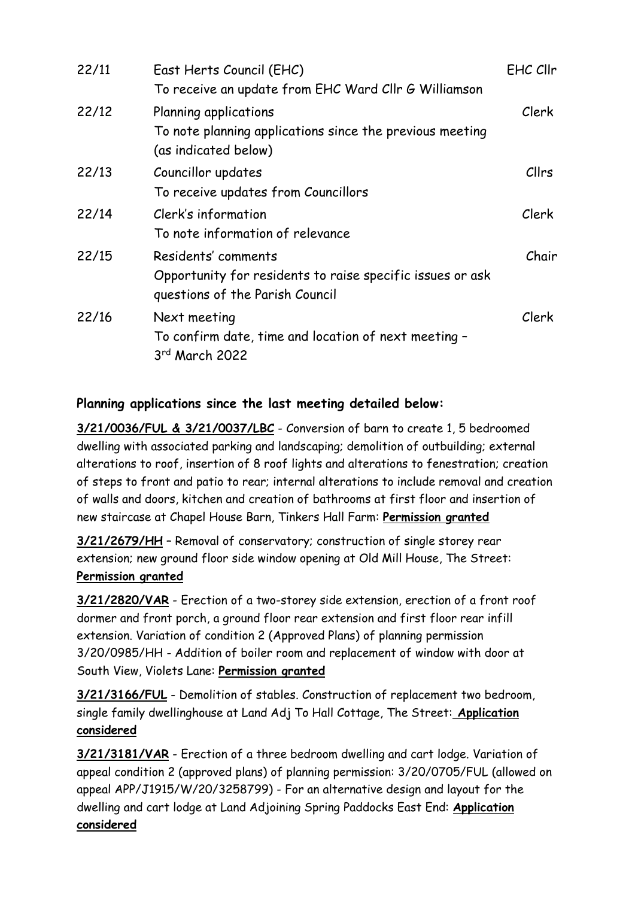| | | |
|---|---|---|
| 22/11 | East Herts Council (EHC)<br>To receive an update from EHC Ward Cllr G Williamson | EHC Cllr |
| 22/12 | Planning applications<br>To note planning applications since the previous meeting (as indicated below) | Clerk |
| 22/13 | Councillor updates<br>To receive updates from Councillors | Cllrs |
| 22/14 | Clerk's information<br>To note information of relevance | Clerk |
| 22/15 | Residents' comments<br>Opportunity for residents to raise specific issues or ask questions of the Parish Council | Chair |
| 22/16 | Next meeting<br>To confirm date, time and location of next meeting – 3rd March 2022 | Clerk |

**Planning applications since the last meeting detailed below:**

**3/21/0036/FUL & 3/21/0037/LBC** - Conversion of barn to create 1, 5 bedroomed dwelling with associated parking and landscaping; demolition of outbuilding; external alterations to roof, insertion of 8 roof lights and alterations to fenestration; creation of steps to front and patio to rear; internal alterations to include removal and creation of walls and doors, kitchen and creation of bathrooms at first floor and insertion of new staircase at Chapel House Barn, Tinkers Hall Farm: **Permission granted**

**3/21/2679/HH** – Removal of conservatory; construction of single storey rear extension; new ground floor side window opening at Old Mill House, The Street: **Permission granted**

**3/21/2820/VAR** - Erection of a two-storey side extension, erection of a front roof dormer and front porch, a ground floor rear extension and first floor rear infill extension. Variation of condition 2 (Approved Plans) of planning permission 3/20/0985/HH - Addition of boiler room and replacement of window with door at South View, Violets Lane: **Permission granted**

**3/21/3166/FUL** - Demolition of stables. Construction of replacement two bedroom, single family dwellinghouse at Land Adj To Hall Cottage, The Street: **Application considered**

**3/21/3181/VAR** - Erection of a three bedroom dwelling and cart lodge. Variation of appeal condition 2 (approved plans) of planning permission: 3/20/0705/FUL (allowed on appeal APP/J1915/W/20/3258799) - For an alternative design and layout for the dwelling and cart lodge at Land Adjoining Spring Paddocks East End: **Application considered**